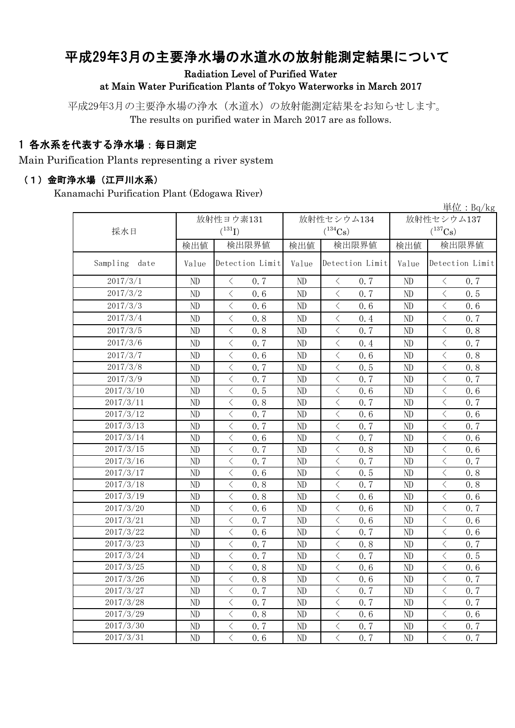# 平成29年3月の主要浄水場の水道水の放射能測定結果について

**Radiation Level of Purified Water at Main Water Purification Plants of Tokyo Waterworks in March 2017**

平成29年3月の主要浄水場の浄水（水道水）の放射能測定結果をお知らせします。
The results on purified water in March 2017 are as follows.

## 1 各水系を代表する浄水場：毎日測定

Main Purification Plants representing a river system

### （1）金町浄水場（江戸川水系）

Kanamachi Purification Plant (Edogawa River)

単位：Bq/kg

| 採水日 | 放射性ヨウ素131 ($^{131}I$) | | 放射性セシウム134 ($^{134}Cs$) | | 放射性セシウム137 ($^{137}Cs$) | |
|---|---|---|---|---|---|---|
| | 検出値 | 検出限界値 | 検出値 | 検出限界値 | 検出値 | 検出限界値 |
| Sampling date | Value | Detection Limit | Value | Detection Limit | Value | Detection Limit |
| 2017/3/1 | ND | ＜ 0.7 | ND | ＜ 0.7 | ND | ＜ 0.7 |
| 2017/3/2 | ND | ＜ 0.6 | ND | ＜ 0.7 | ND | ＜ 0.5 |
| 2017/3/3 | ND | ＜ 0.6 | ND | ＜ 0.6 | ND | ＜ 0.6 |
| 2017/3/4 | ND | ＜ 0.8 | ND | ＜ 0.4 | ND | ＜ 0.7 |
| 2017/3/5 | ND | ＜ 0.8 | ND | ＜ 0.7 | ND | ＜ 0.8 |
| 2017/3/6 | ND | ＜ 0.7 | ND | ＜ 0.4 | ND | ＜ 0.7 |
| 2017/3/7 | ND | ＜ 0.6 | ND | ＜ 0.6 | ND | ＜ 0.8 |
| 2017/3/8 | ND | ＜ 0.7 | ND | ＜ 0.5 | ND | ＜ 0.8 |
| 2017/3/9 | ND | ＜ 0.7 | ND | ＜ 0.7 | ND | ＜ 0.7 |
| 2017/3/10 | ND | ＜ 0.5 | ND | ＜ 0.6 | ND | ＜ 0.6 |
| 2017/3/11 | ND | ＜ 0.8 | ND | ＜ 0.7 | ND | ＜ 0.7 |
| 2017/3/12 | ND | ＜ 0.7 | ND | ＜ 0.6 | ND | ＜ 0.6 |
| 2017/3/13 | ND | ＜ 0.7 | ND | ＜ 0.7 | ND | ＜ 0.7 |
| 2017/3/14 | ND | ＜ 0.6 | ND | ＜ 0.7 | ND | ＜ 0.6 |
| 2017/3/15 | ND | ＜ 0.7 | ND | ＜ 0.8 | ND | ＜ 0.6 |
| 2017/3/16 | ND | ＜ 0.7 | ND | ＜ 0.7 | ND | ＜ 0.7 |
| 2017/3/17 | ND | ＜ 0.6 | ND | ＜ 0.5 | ND | ＜ 0.8 |
| 2017/3/18 | ND | ＜ 0.8 | ND | ＜ 0.7 | ND | ＜ 0.8 |
| 2017/3/19 | ND | ＜ 0.8 | ND | ＜ 0.6 | ND | ＜ 0.6 |
| 2017/3/20 | ND | ＜ 0.6 | ND | ＜ 0.6 | ND | ＜ 0.7 |
| 2017/3/21 | ND | ＜ 0.7 | ND | ＜ 0.6 | ND | ＜ 0.6 |
| 2017/3/22 | ND | ＜ 0.6 | ND | ＜ 0.7 | ND | ＜ 0.6 |
| 2017/3/23 | ND | ＜ 0.7 | ND | ＜ 0.8 | ND | ＜ 0.7 |
| 2017/3/24 | ND | ＜ 0.7 | ND | ＜ 0.7 | ND | ＜ 0.5 |
| 2017/3/25 | ND | ＜ 0.8 | ND | ＜ 0.6 | ND | ＜ 0.6 |
| 2017/3/26 | ND | ＜ 0.8 | ND | ＜ 0.6 | ND | ＜ 0.7 |
| 2017/3/27 | ND | ＜ 0.7 | ND | ＜ 0.7 | ND | ＜ 0.7 |
| 2017/3/28 | ND | ＜ 0.7 | ND | ＜ 0.7 | ND | ＜ 0.7 |
| 2017/3/29 | ND | ＜ 0.8 | ND | ＜ 0.6 | ND | ＜ 0.6 |
| 2017/3/30 | ND | ＜ 0.7 | ND | ＜ 0.7 | ND | ＜ 0.7 |
| 2017/3/31 | ND | ＜ 0.6 | ND | ＜ 0.7 | ND | ＜ 0.7 |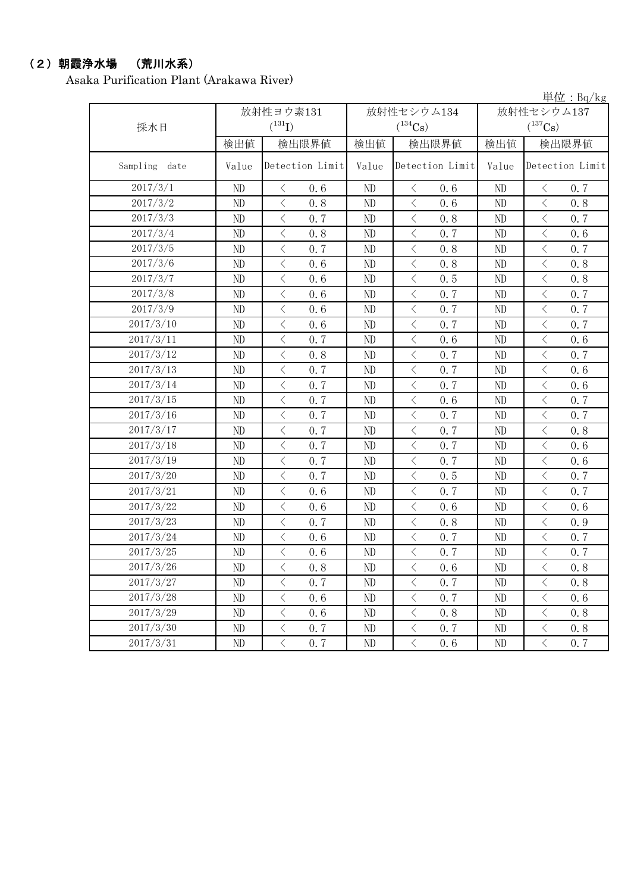## （２）朝霞浄水場　（荒川水系）

Asaka Purification Plant (Arakawa River)

単位：Bq/kg

| 採水日 | 放射性ヨウ素131 ($^{131}$I) | | 放射性セシウム134 ($^{134}$Cs) | | 放射性セシウム137 ($^{137}$Cs) | |
|---|---|---|---|---|---|---|
| | 検出値 | 検出限界値 | 検出値 | 検出限界値 | 検出値 | 検出限界値 |
| Sampling date | Value | Detection Limit | Value | Detection Limit | Value | Detection Limit |
| 2017/3/1 | ND | ＜ 0.6 | ND | ＜ 0.6 | ND | ＜ 0.7 |
| 2017/3/2 | ND | ＜ 0.8 | ND | ＜ 0.6 | ND | ＜ 0.8 |
| 2017/3/3 | ND | ＜ 0.7 | ND | ＜ 0.8 | ND | ＜ 0.7 |
| 2017/3/4 | ND | ＜ 0.8 | ND | ＜ 0.7 | ND | ＜ 0.6 |
| 2017/3/5 | ND | ＜ 0.7 | ND | ＜ 0.8 | ND | ＜ 0.7 |
| 2017/3/6 | ND | ＜ 0.6 | ND | ＜ 0.8 | ND | ＜ 0.8 |
| 2017/3/7 | ND | ＜ 0.6 | ND | ＜ 0.5 | ND | ＜ 0.8 |
| 2017/3/8 | ND | ＜ 0.6 | ND | ＜ 0.7 | ND | ＜ 0.7 |
| 2017/3/9 | ND | ＜ 0.6 | ND | ＜ 0.7 | ND | ＜ 0.7 |
| 2017/3/10 | ND | ＜ 0.6 | ND | ＜ 0.7 | ND | ＜ 0.7 |
| 2017/3/11 | ND | ＜ 0.7 | ND | ＜ 0.6 | ND | ＜ 0.6 |
| 2017/3/12 | ND | ＜ 0.8 | ND | ＜ 0.7 | ND | ＜ 0.7 |
| 2017/3/13 | ND | ＜ 0.7 | ND | ＜ 0.7 | ND | ＜ 0.6 |
| 2017/3/14 | ND | ＜ 0.7 | ND | ＜ 0.7 | ND | ＜ 0.6 |
| 2017/3/15 | ND | ＜ 0.7 | ND | ＜ 0.6 | ND | ＜ 0.7 |
| 2017/3/16 | ND | ＜ 0.7 | ND | ＜ 0.7 | ND | ＜ 0.7 |
| 2017/3/17 | ND | ＜ 0.7 | ND | ＜ 0.7 | ND | ＜ 0.8 |
| 2017/3/18 | ND | ＜ 0.7 | ND | ＜ 0.7 | ND | ＜ 0.6 |
| 2017/3/19 | ND | ＜ 0.7 | ND | ＜ 0.7 | ND | ＜ 0.6 |
| 2017/3/20 | ND | ＜ 0.7 | ND | ＜ 0.5 | ND | ＜ 0.7 |
| 2017/3/21 | ND | ＜ 0.6 | ND | ＜ 0.7 | ND | ＜ 0.7 |
| 2017/3/22 | ND | ＜ 0.6 | ND | ＜ 0.6 | ND | ＜ 0.6 |
| 2017/3/23 | ND | ＜ 0.7 | ND | ＜ 0.8 | ND | ＜ 0.9 |
| 2017/3/24 | ND | ＜ 0.6 | ND | ＜ 0.7 | ND | ＜ 0.7 |
| 2017/3/25 | ND | ＜ 0.6 | ND | ＜ 0.7 | ND | ＜ 0.7 |
| 2017/3/26 | ND | ＜ 0.8 | ND | ＜ 0.6 | ND | ＜ 0.8 |
| 2017/3/27 | ND | ＜ 0.7 | ND | ＜ 0.7 | ND | ＜ 0.8 |
| 2017/3/28 | ND | ＜ 0.6 | ND | ＜ 0.7 | ND | ＜ 0.6 |
| 2017/3/29 | ND | ＜ 0.6 | ND | ＜ 0.8 | ND | ＜ 0.8 |
| 2017/3/30 | ND | ＜ 0.7 | ND | ＜ 0.7 | ND | ＜ 0.8 |
| 2017/3/31 | ND | ＜ 0.7 | ND | ＜ 0.6 | ND | ＜ 0.7 |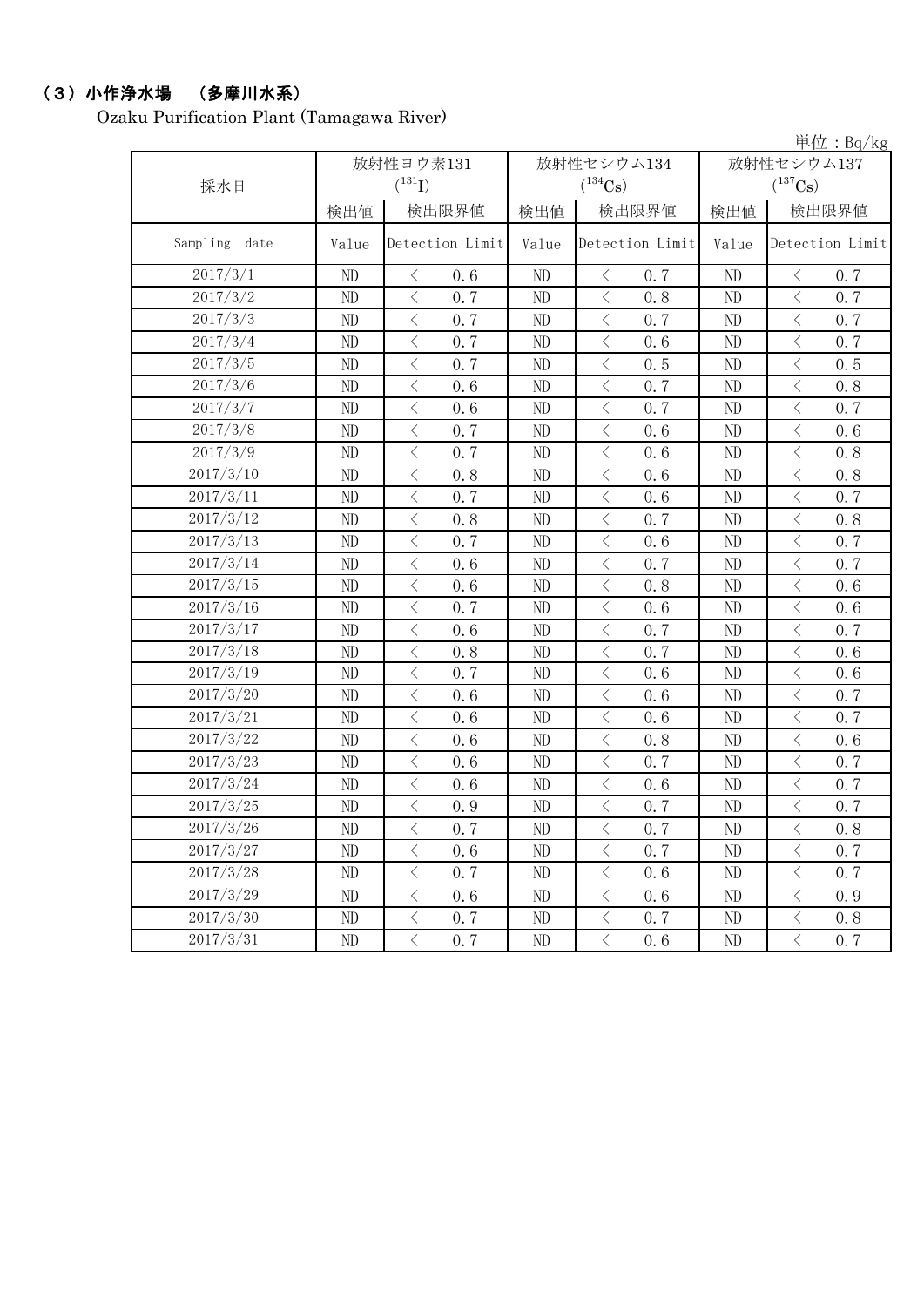## （3）小作浄水場　（多摩川水系）

Ozaku Purification Plant (Tamagawa River)

単位：Bq/kg

| 採水日 | 放射性ヨウ素131 ($^{131}I$) | | 放射性セシウム134 ($^{134}Cs$) | | 放射性セシウム137 ($^{137}Cs$) | |
|---|---|---|---|---|---|---|
| | 検出値 | 検出限界値 | 検出値 | 検出限界値 | 検出値 | 検出限界値 |
| Sampling date | Value | Detection Limit | Value | Detection Limit | Value | Detection Limit |
| 2017/3/1 | ND | ＜ 0.6 | ND | ＜ 0.7 | ND | ＜ 0.7 |
| 2017/3/2 | ND | ＜ 0.7 | ND | ＜ 0.8 | ND | ＜ 0.7 |
| 2017/3/3 | ND | ＜ 0.7 | ND | ＜ 0.7 | ND | ＜ 0.7 |
| 2017/3/4 | ND | ＜ 0.7 | ND | ＜ 0.6 | ND | ＜ 0.7 |
| 2017/3/5 | ND | ＜ 0.7 | ND | ＜ 0.5 | ND | ＜ 0.5 |
| 2017/3/6 | ND | ＜ 0.6 | ND | ＜ 0.7 | ND | ＜ 0.8 |
| 2017/3/7 | ND | ＜ 0.6 | ND | ＜ 0.7 | ND | ＜ 0.7 |
| 2017/3/8 | ND | ＜ 0.7 | ND | ＜ 0.6 | ND | ＜ 0.6 |
| 2017/3/9 | ND | ＜ 0.7 | ND | ＜ 0.6 | ND | ＜ 0.8 |
| 2017/3/10 | ND | ＜ 0.8 | ND | ＜ 0.6 | ND | ＜ 0.8 |
| 2017/3/11 | ND | ＜ 0.7 | ND | ＜ 0.6 | ND | ＜ 0.7 |
| 2017/3/12 | ND | ＜ 0.8 | ND | ＜ 0.7 | ND | ＜ 0.8 |
| 2017/3/13 | ND | ＜ 0.7 | ND | ＜ 0.6 | ND | ＜ 0.7 |
| 2017/3/14 | ND | ＜ 0.6 | ND | ＜ 0.7 | ND | ＜ 0.7 |
| 2017/3/15 | ND | ＜ 0.6 | ND | ＜ 0.8 | ND | ＜ 0.6 |
| 2017/3/16 | ND | ＜ 0.7 | ND | ＜ 0.6 | ND | ＜ 0.6 |
| 2017/3/17 | ND | ＜ 0.6 | ND | ＜ 0.7 | ND | ＜ 0.7 |
| 2017/3/18 | ND | ＜ 0.8 | ND | ＜ 0.7 | ND | ＜ 0.6 |
| 2017/3/19 | ND | ＜ 0.7 | ND | ＜ 0.6 | ND | ＜ 0.6 |
| 2017/3/20 | ND | ＜ 0.6 | ND | ＜ 0.6 | ND | ＜ 0.7 |
| 2017/3/21 | ND | ＜ 0.6 | ND | ＜ 0.6 | ND | ＜ 0.7 |
| 2017/3/22 | ND | ＜ 0.6 | ND | ＜ 0.8 | ND | ＜ 0.6 |
| 2017/3/23 | ND | ＜ 0.6 | ND | ＜ 0.7 | ND | ＜ 0.7 |
| 2017/3/24 | ND | ＜ 0.6 | ND | ＜ 0.6 | ND | ＜ 0.7 |
| 2017/3/25 | ND | ＜ 0.9 | ND | ＜ 0.7 | ND | ＜ 0.7 |
| 2017/3/26 | ND | ＜ 0.7 | ND | ＜ 0.7 | ND | ＜ 0.8 |
| 2017/3/27 | ND | ＜ 0.6 | ND | ＜ 0.7 | ND | ＜ 0.7 |
| 2017/3/28 | ND | ＜ 0.7 | ND | ＜ 0.6 | ND | ＜ 0.7 |
| 2017/3/29 | ND | ＜ 0.6 | ND | ＜ 0.6 | ND | ＜ 0.9 |
| 2017/3/30 | ND | ＜ 0.7 | ND | ＜ 0.7 | ND | ＜ 0.8 |
| 2017/3/31 | ND | ＜ 0.7 | ND | ＜ 0.6 | ND | ＜ 0.7 |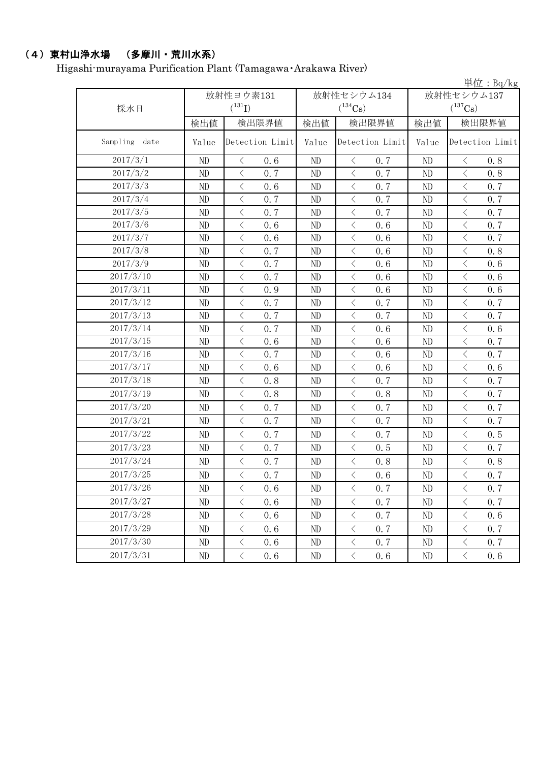## （4）東村山浄水場　（多摩川・荒川水系）

Higashi-murayama Purification Plant (Tamagawa･Arakawa River)

単位：Bq/kg

| 採水日 | 放射性ヨウ素131 ($^{131}I$) | | 放射性セシウム134 ($^{134}Cs$) | | 放射性セシウム137 ($^{137}Cs$) | |
|---|---|---|---|---|---|---|
| | 検出値 | 検出限界値 | 検出値 | 検出限界値 | 検出値 | 検出限界値 |
| Sampling date | Value | Detection Limit | Value | Detection Limit | Value | Detection Limit |
| 2017/3/1 | ND | ＜ 0.6 | ND | ＜ 0.7 | ND | ＜ 0.8 |
| 2017/3/2 | ND | ＜ 0.7 | ND | ＜ 0.7 | ND | ＜ 0.8 |
| 2017/3/3 | ND | ＜ 0.6 | ND | ＜ 0.7 | ND | ＜ 0.7 |
| 2017/3/4 | ND | ＜ 0.7 | ND | ＜ 0.7 | ND | ＜ 0.7 |
| 2017/3/5 | ND | ＜ 0.7 | ND | ＜ 0.7 | ND | ＜ 0.7 |
| 2017/3/6 | ND | ＜ 0.6 | ND | ＜ 0.6 | ND | ＜ 0.7 |
| 2017/3/7 | ND | ＜ 0.6 | ND | ＜ 0.6 | ND | ＜ 0.7 |
| 2017/3/8 | ND | ＜ 0.7 | ND | ＜ 0.6 | ND | ＜ 0.8 |
| 2017/3/9 | ND | ＜ 0.7 | ND | ＜ 0.6 | ND | ＜ 0.6 |
| 2017/3/10 | ND | ＜ 0.7 | ND | ＜ 0.6 | ND | ＜ 0.6 |
| 2017/3/11 | ND | ＜ 0.9 | ND | ＜ 0.6 | ND | ＜ 0.6 |
| 2017/3/12 | ND | ＜ 0.7 | ND | ＜ 0.7 | ND | ＜ 0.7 |
| 2017/3/13 | ND | ＜ 0.7 | ND | ＜ 0.7 | ND | ＜ 0.7 |
| 2017/3/14 | ND | ＜ 0.7 | ND | ＜ 0.6 | ND | ＜ 0.6 |
| 2017/3/15 | ND | ＜ 0.6 | ND | ＜ 0.6 | ND | ＜ 0.7 |
| 2017/3/16 | ND | ＜ 0.7 | ND | ＜ 0.6 | ND | ＜ 0.7 |
| 2017/3/17 | ND | ＜ 0.6 | ND | ＜ 0.6 | ND | ＜ 0.6 |
| 2017/3/18 | ND | ＜ 0.8 | ND | ＜ 0.7 | ND | ＜ 0.7 |
| 2017/3/19 | ND | ＜ 0.8 | ND | ＜ 0.8 | ND | ＜ 0.7 |
| 2017/3/20 | ND | ＜ 0.7 | ND | ＜ 0.7 | ND | ＜ 0.7 |
| 2017/3/21 | ND | ＜ 0.7 | ND | ＜ 0.7 | ND | ＜ 0.7 |
| 2017/3/22 | ND | ＜ 0.7 | ND | ＜ 0.7 | ND | ＜ 0.5 |
| 2017/3/23 | ND | ＜ 0.7 | ND | ＜ 0.5 | ND | ＜ 0.7 |
| 2017/3/24 | ND | ＜ 0.7 | ND | ＜ 0.8 | ND | ＜ 0.8 |
| 2017/3/25 | ND | ＜ 0.7 | ND | ＜ 0.6 | ND | ＜ 0.7 |
| 2017/3/26 | ND | ＜ 0.6 | ND | ＜ 0.7 | ND | ＜ 0.7 |
| 2017/3/27 | ND | ＜ 0.6 | ND | ＜ 0.7 | ND | ＜ 0.7 |
| 2017/3/28 | ND | ＜ 0.6 | ND | ＜ 0.7 | ND | ＜ 0.6 |
| 2017/3/29 | ND | ＜ 0.6 | ND | ＜ 0.7 | ND | ＜ 0.7 |
| 2017/3/30 | ND | ＜ 0.6 | ND | ＜ 0.7 | ND | ＜ 0.7 |
| 2017/3/31 | ND | ＜ 0.6 | ND | ＜ 0.6 | ND | ＜ 0.6 |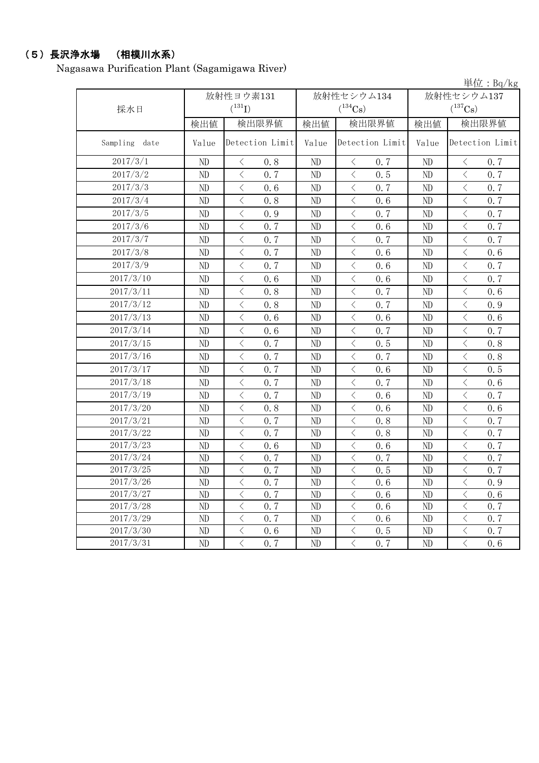## （５）長沢浄水場　（相模川水系）

Nagasawa Purification Plant (Sagamigawa River)

単位：Bq/kg

| 採水日 | 放射性ヨウ素131 ($^{131}I$) | | 放射性セシウム134 ($^{134}Cs$) | | 放射性セシウム137 ($^{137}Cs$) | |
|---|---|---|---|---|---|---|
| | 検出値 | 検出限界値 | 検出値 | 検出限界値 | 検出値 | 検出限界値 |
| Sampling date | Value | Detection Limit | Value | Detection Limit | Value | Detection Limit |
| 2017/3/1 | ND | ＜ 0.8 | ND | ＜ 0.7 | ND | ＜ 0.7 |
| 2017/3/2 | ND | ＜ 0.7 | ND | ＜ 0.5 | ND | ＜ 0.7 |
| 2017/3/3 | ND | ＜ 0.6 | ND | ＜ 0.7 | ND | ＜ 0.7 |
| 2017/3/4 | ND | ＜ 0.8 | ND | ＜ 0.6 | ND | ＜ 0.7 |
| 2017/3/5 | ND | ＜ 0.9 | ND | ＜ 0.7 | ND | ＜ 0.7 |
| 2017/3/6 | ND | ＜ 0.7 | ND | ＜ 0.6 | ND | ＜ 0.7 |
| 2017/3/7 | ND | ＜ 0.7 | ND | ＜ 0.7 | ND | ＜ 0.7 |
| 2017/3/8 | ND | ＜ 0.7 | ND | ＜ 0.6 | ND | ＜ 0.6 |
| 2017/3/9 | ND | ＜ 0.7 | ND | ＜ 0.6 | ND | ＜ 0.7 |
| 2017/3/10 | ND | ＜ 0.6 | ND | ＜ 0.6 | ND | ＜ 0.7 |
| 2017/3/11 | ND | ＜ 0.8 | ND | ＜ 0.7 | ND | ＜ 0.6 |
| 2017/3/12 | ND | ＜ 0.8 | ND | ＜ 0.7 | ND | ＜ 0.9 |
| 2017/3/13 | ND | ＜ 0.6 | ND | ＜ 0.6 | ND | ＜ 0.6 |
| 2017/3/14 | ND | ＜ 0.6 | ND | ＜ 0.7 | ND | ＜ 0.7 |
| 2017/3/15 | ND | ＜ 0.7 | ND | ＜ 0.5 | ND | ＜ 0.8 |
| 2017/3/16 | ND | ＜ 0.7 | ND | ＜ 0.7 | ND | ＜ 0.8 |
| 2017/3/17 | ND | ＜ 0.7 | ND | ＜ 0.6 | ND | ＜ 0.5 |
| 2017/3/18 | ND | ＜ 0.7 | ND | ＜ 0.7 | ND | ＜ 0.6 |
| 2017/3/19 | ND | ＜ 0.7 | ND | ＜ 0.6 | ND | ＜ 0.7 |
| 2017/3/20 | ND | ＜ 0.8 | ND | ＜ 0.6 | ND | ＜ 0.6 |
| 2017/3/21 | ND | ＜ 0.7 | ND | ＜ 0.8 | ND | ＜ 0.7 |
| 2017/3/22 | ND | ＜ 0.7 | ND | ＜ 0.8 | ND | ＜ 0.7 |
| 2017/3/23 | ND | ＜ 0.6 | ND | ＜ 0.6 | ND | ＜ 0.7 |
| 2017/3/24 | ND | ＜ 0.7 | ND | ＜ 0.7 | ND | ＜ 0.7 |
| 2017/3/25 | ND | ＜ 0.7 | ND | ＜ 0.5 | ND | ＜ 0.7 |
| 2017/3/26 | ND | ＜ 0.7 | ND | ＜ 0.6 | ND | ＜ 0.9 |
| 2017/3/27 | ND | ＜ 0.7 | ND | ＜ 0.6 | ND | ＜ 0.6 |
| 2017/3/28 | ND | ＜ 0.7 | ND | ＜ 0.6 | ND | ＜ 0.7 |
| 2017/3/29 | ND | ＜ 0.7 | ND | ＜ 0.6 | ND | ＜ 0.7 |
| 2017/3/30 | ND | ＜ 0.6 | ND | ＜ 0.5 | ND | ＜ 0.7 |
| 2017/3/31 | ND | ＜ 0.7 | ND | ＜ 0.7 | ND | ＜ 0.6 |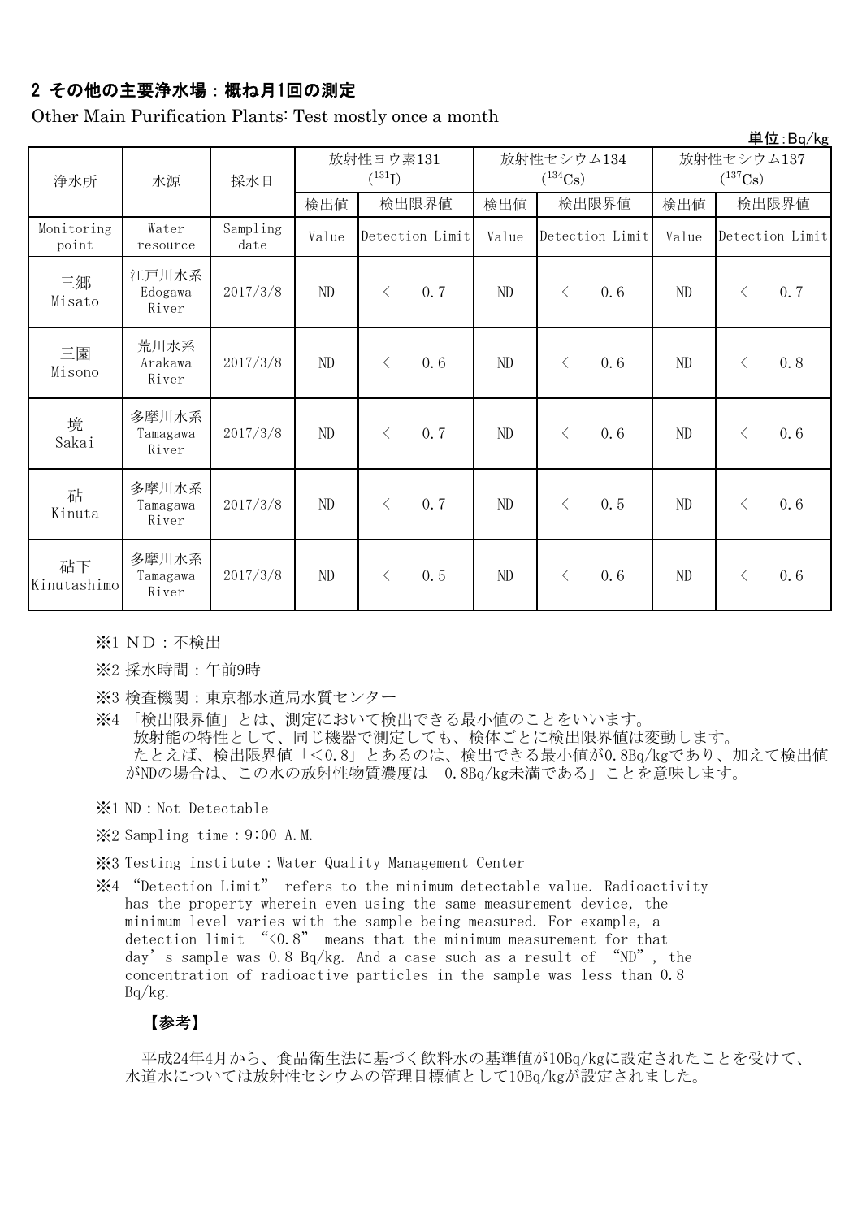## 2 その他の主要浄水場：概ね月1回の測定

Other Main Purification Plants: Test mostly once a month

単位：Bq/kg

| 浄水所 | 水源 | 採水日 | 放射性ヨウ素131 ($^{131}I$) | | 放射性セシウム134 ($^{134}Cs$) | | 放射性セシウム137 ($^{137}Cs$) | |
|---|---|---|---|---|---|---|---|---|
| | | | 検出値 | 検出限界値 | 検出値 | 検出限界値 | 検出値 | 検出限界値 |
| Monitoring point | Water resource | Sampling date | Value | Detection Limit | Value | Detection Limit | Value | Detection Limit |
| 三郷 Misato | 江戸川水系 Edogawa River | 2017/3/8 | ND | ＜ 0.7 | ND | ＜ 0.6 | ND | ＜ 0.7 |
| 三園 Misono | 荒川水系 Arakawa River | 2017/3/8 | ND | ＜ 0.6 | ND | ＜ 0.6 | ND | ＜ 0.8 |
| 境 Sakai | 多摩川水系 Tamagawa River | 2017/3/8 | ND | ＜ 0.7 | ND | ＜ 0.6 | ND | ＜ 0.6 |
| 砧 Kinuta | 多摩川水系 Tamagawa River | 2017/3/8 | ND | ＜ 0.7 | ND | ＜ 0.5 | ND | ＜ 0.6 |
| 砧下 Kinutashimo | 多摩川水系 Tamagawa River | 2017/3/8 | ND | ＜ 0.5 | ND | ＜ 0.6 | ND | ＜ 0.6 |

※1 ＮＤ：不検出

※2 採水時間：午前9時

※3 検査機関：東京都水道局水質センター

※4 「検出限界値」とは、測定において検出できる最小値のことをいいます。
放射能の特性として、同じ機器で測定しても、検体ごとに検出限界値は変動します。
たとえば、検出限界値「＜0.8」とあるのは、検出できる最小値が0.8Bq/kgであり、加えて検出値がNDの場合は、この水の放射性物質濃度は「0.8Bq/kg未満である」ことを意味します。

※1 ND：Not Detectable

※2 Sampling time：9:00 A.M.

※3 Testing institute：Water Quality Management Center

※4 "Detection Limit" refers to the minimum detectable value. Radioactivity has the property wherein even using the same measurement device, the minimum level varies with the sample being measured. For example, a detection limit "<0.8" means that the minimum measurement for that day's sample was 0.8 Bq/kg. And a case such as a result of "ND", the concentration of radioactive particles in the sample was less than 0.8 Bq/kg.

**【参考】**

平成24年4月から、食品衛生法に基づく飲料水の基準値が10Bq/kgに設定されたことを受けて、水道水については放射性セシウムの管理目標値として10Bq/kgが設定されました。